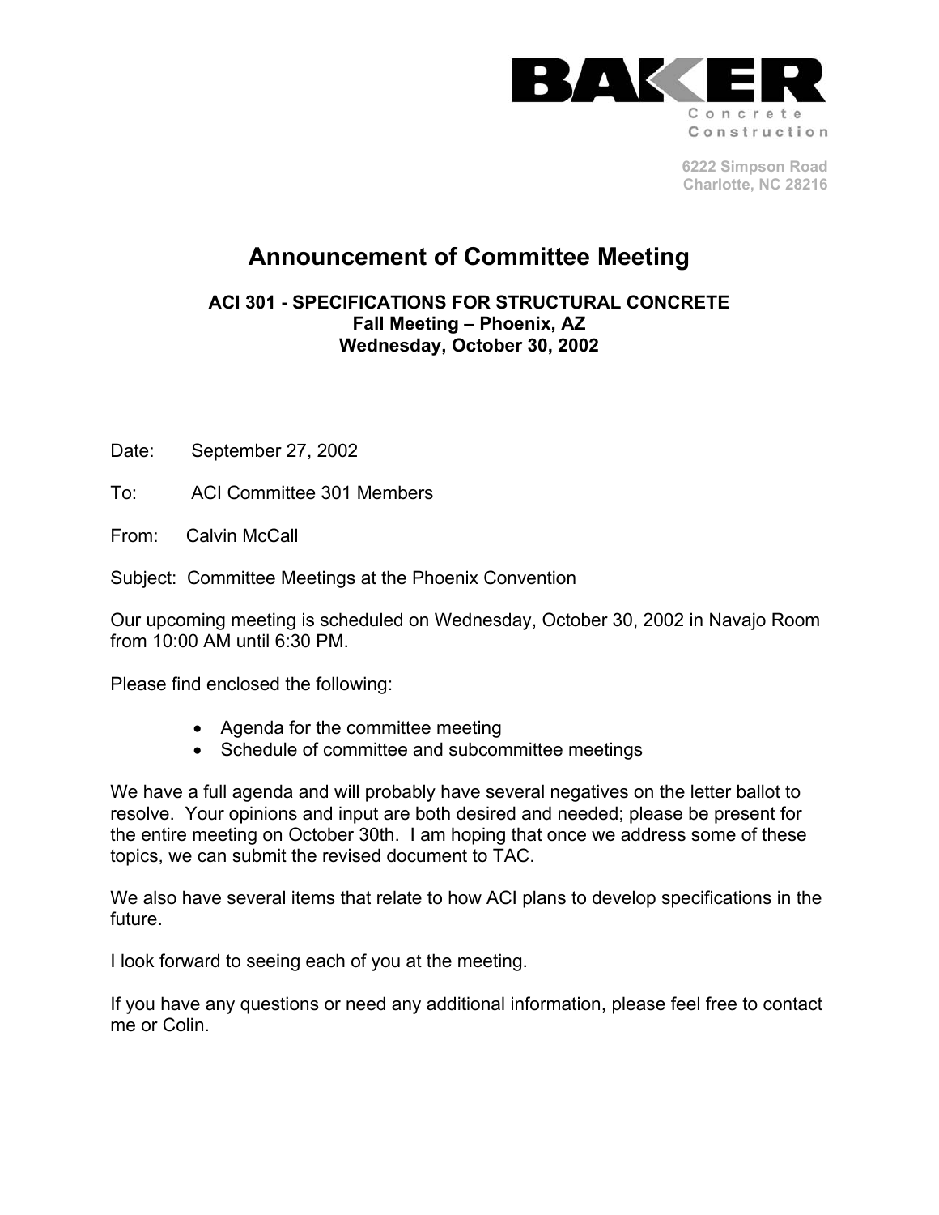**BAKER**
Concrete Construction

6222 Simpson Road
Charlotte, NC 28216

# Announcement of Committee Meeting

**ACI 301 - SPECIFICATIONS FOR STRUCTURAL CONCRETE**
**Fall Meeting – Phoenix, AZ**
**Wednesday, October 30, 2002**

Date: September 27, 2002

To: ACI Committee 301 Members

From: Calvin McCall

Subject: Committee Meetings at the Phoenix Convention

Our upcoming meeting is scheduled on Wednesday, October 30, 2002 in Navajo Room from 10:00 AM until 6:30 PM.

Please find enclosed the following:

- Agenda for the committee meeting
- Schedule of committee and subcommittee meetings

We have a full agenda and will probably have several negatives on the letter ballot to resolve. Your opinions and input are both desired and needed; please be present for the entire meeting on October 30th. I am hoping that once we address some of these topics, we can submit the revised document to TAC.

We also have several items that relate to how ACI plans to develop specifications in the future.

I look forward to seeing each of you at the meeting.

If you have any questions or need any additional information, please feel free to contact me or Colin.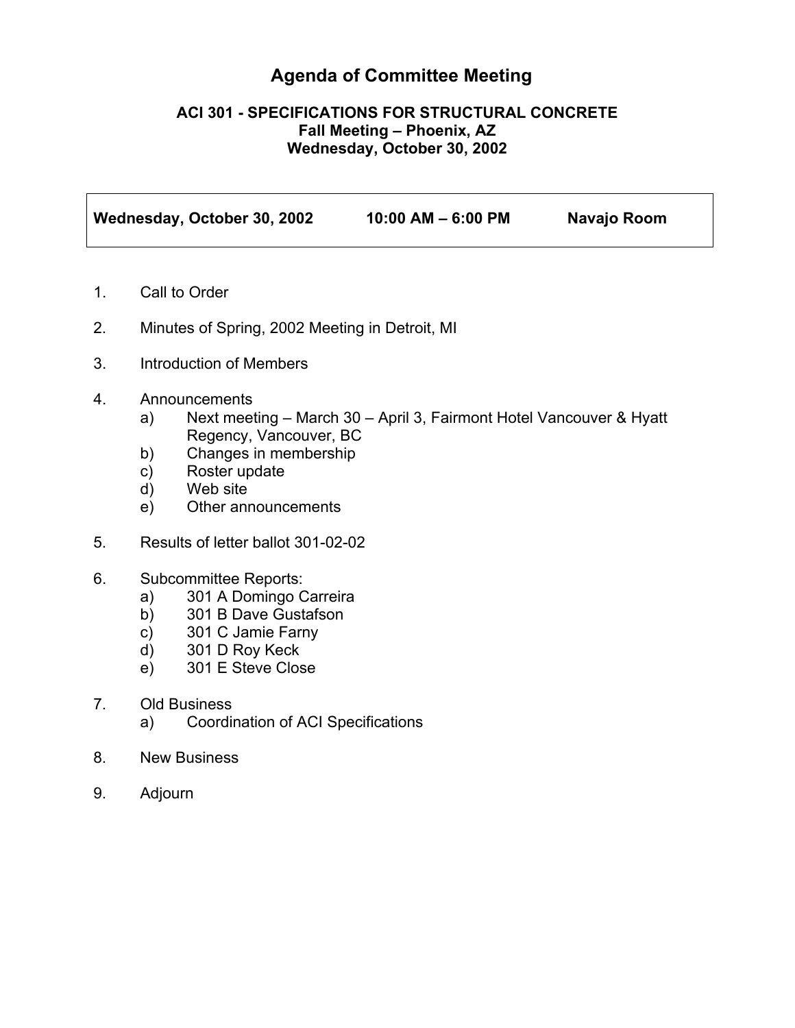# Agenda of Committee Meeting

**ACI 301 - SPECIFICATIONS FOR STRUCTURAL CONCRETE**
**Fall Meeting – Phoenix, AZ**
**Wednesday, October 30, 2002**

| **Wednesday, October 30, 2002** | **10:00 AM – 6:00 PM** | **Navajo Room** |
|---|---|---|

1. Call to Order
2. Minutes of Spring, 2002 Meeting in Detroit, MI
3. Introduction of Members
4. Announcements
   - a) Next meeting – March 30 – April 3, Fairmont Hotel Vancouver & Hyatt Regency, Vancouver, BC
   - b) Changes in membership
   - c) Roster update
   - d) Web site
   - e) Other announcements
5. Results of letter ballot 301-02-02
6. Subcommittee Reports:
   - a) 301 A Domingo Carreira
   - b) 301 B Dave Gustafson
   - c) 301 C Jamie Farny
   - d) 301 D Roy Keck
   - e) 301 E Steve Close
7. Old Business
   - a) Coordination of ACI Specifications
8. New Business
9. Adjourn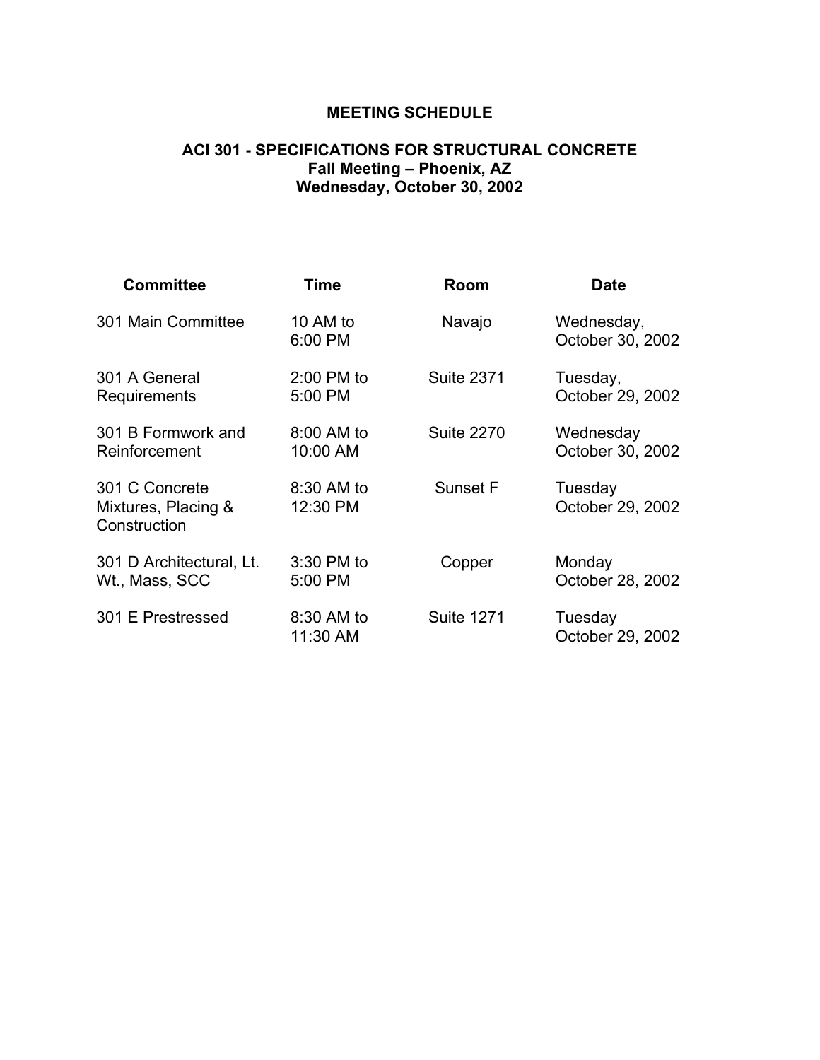**MEETING SCHEDULE**

**ACI 301 - SPECIFICATIONS FOR STRUCTURAL CONCRETE**
**Fall Meeting – Phoenix, AZ**
**Wednesday, October 30, 2002**

| Committee | Time | Room | Date |
| --- | --- | --- | --- |
| 301 Main Committee | 10 AM to 6:00 PM | Navajo | Wednesday, October 30, 2002 |
| 301 A General Requirements | 2:00 PM to 5:00 PM | Suite 2371 | Tuesday, October 29, 2002 |
| 301 B Formwork and Reinforcement | 8:00 AM to 10:00 AM | Suite 2270 | Wednesday October 30, 2002 |
| 301 C Concrete Mixtures, Placing & Construction | 8:30 AM to 12:30 PM | Sunset F | Tuesday October 29, 2002 |
| 301 D Architectural, Lt. Wt., Mass, SCC | 3:30 PM to 5:00 PM | Copper | Monday October 28, 2002 |
| 301 E Prestressed | 8:30 AM to 11:30 AM | Suite 1271 | Tuesday October 29, 2002 |